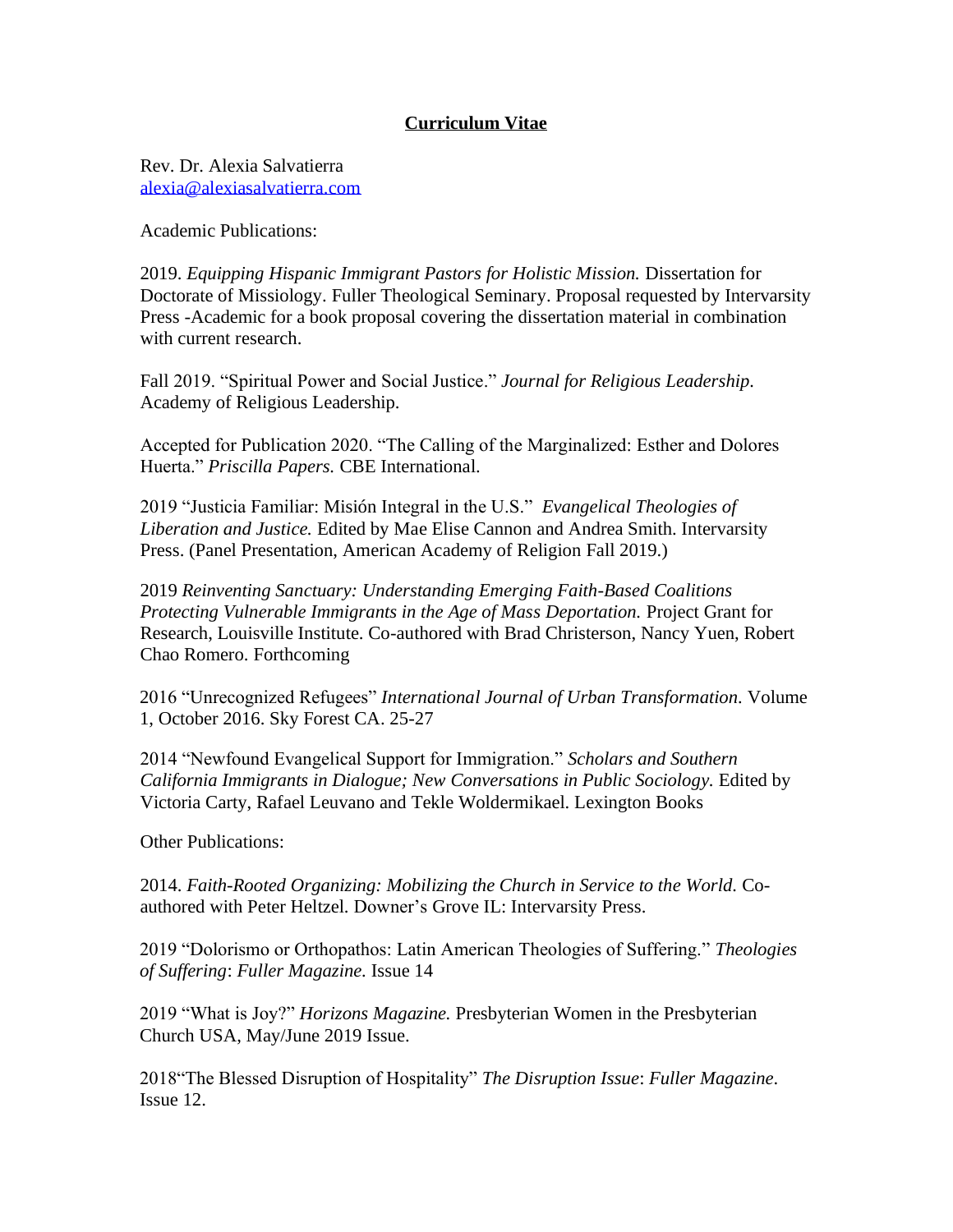# **Curriculum Vitae**

Rev. Dr. Alexia Salvatierra
alexia@alexiasalvatierra.com

Academic Publications:

2019. *Equipping Hispanic Immigrant Pastors for Holistic Mission.* Dissertation for Doctorate of Missiology. Fuller Theological Seminary. Proposal requested by Intervarsity Press -Academic for a book proposal covering the dissertation material in combination with current research.

Fall 2019. "Spiritual Power and Social Justice." *Journal for Religious Leadership.* Academy of Religious Leadership.

Accepted for Publication 2020. "The Calling of the Marginalized: Esther and Dolores Huerta." *Priscilla Papers.* CBE International.

2019 "Justicia Familiar: Misión Integral in the U.S." *Evangelical Theologies of Liberation and Justice.* Edited by Mae Elise Cannon and Andrea Smith. Intervarsity Press. (Panel Presentation, American Academy of Religion Fall 2019.)

2019 *Reinventing Sanctuary: Understanding Emerging Faith-Based Coalitions Protecting Vulnerable Immigrants in the Age of Mass Deportation.* Project Grant for Research, Louisville Institute. Co-authored with Brad Christerson, Nancy Yuen, Robert Chao Romero. Forthcoming

2016 "Unrecognized Refugees" *International Journal of Urban Transformation.* Volume 1, October 2016. Sky Forest CA. 25-27

2014 "Newfound Evangelical Support for Immigration." *Scholars and Southern California Immigrants in Dialogue; New Conversations in Public Sociology.* Edited by Victoria Carty, Rafael Leuvano and Tekle Woldermikael. Lexington Books

Other Publications:

2014. *Faith-Rooted Organizing: Mobilizing the Church in Service to the World.* Co-authored with Peter Heltzel. Downer's Grove IL: Intervarsity Press.

2019 "Dolorismo or Orthopathos: Latin American Theologies of Suffering." *Theologies of Suffering*: *Fuller Magazine.* Issue 14

2019 "What is Joy?" *Horizons Magazine.* Presbyterian Women in the Presbyterian Church USA, May/June 2019 Issue.

2018"The Blessed Disruption of Hospitality" *The Disruption Issue*: *Fuller Magazine*. Issue 12.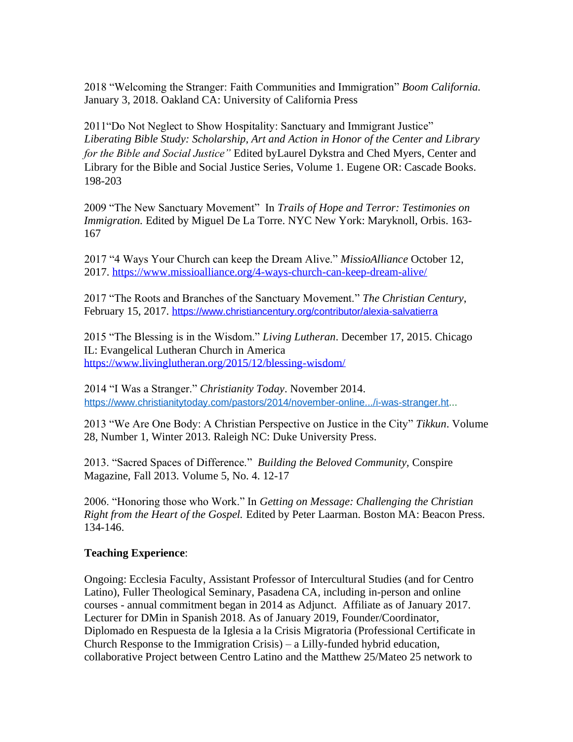2018 “Welcoming the Stranger: Faith Communities and Immigration” *Boom California.* January 3, 2018. Oakland CA: University of California Press

2011“Do Not Neglect to Show Hospitality: Sanctuary and Immigrant Justice” *Liberating Bible Study: Scholarship, Art and Action in Honor of the Center and Library for the Bible and Social Justice”* Edited byLaurel Dykstra and Ched Myers, Center and Library for the Bible and Social Justice Series, Volume 1. Eugene OR: Cascade Books. 198-203

2009 “The New Sanctuary Movement” In *Trails of Hope and Terror: Testimonies on Immigration.* Edited by Miguel De La Torre. NYC New York: Maryknoll, Orbis. 163-167

2017 “4 Ways Your Church can keep the Dream Alive.” *MissioAlliance* October 12, 2017. https://www.missioalliance.org/4-ways-church-can-keep-dream-alive/

2017 “The Roots and Branches of the Sanctuary Movement.” *The Christian Century*, February 15, 2017. https://www.christiancentury.org/contributor/alexia-salvatierra

2015 “The Blessing is in the Wisdom.” *Living Lutheran*. December 17, 2015. Chicago IL: Evangelical Lutheran Church in America https://www.livinglutheran.org/2015/12/blessing-wisdom/

2014 “I Was a Stranger.” *Christianity Today*. November 2014. https://www.christianitytoday.com/pastors/2014/november-online.../i-was-stranger.ht...

2013 “We Are One Body: A Christian Perspective on Justice in the City” *Tikkun*. Volume 28, Number 1, Winter 2013. Raleigh NC: Duke University Press.

2013. “Sacred Spaces of Difference.” *Building the Beloved Community*, Conspire Magazine, Fall 2013. Volume 5, No. 4. 12-17

2006. “Honoring those who Work.” In *Getting on Message: Challenging the Christian Right from the Heart of the Gospel.* Edited by Peter Laarman. Boston MA: Beacon Press. 134-146.

**Teaching Experience**:

Ongoing: Ecclesia Faculty, Assistant Professor of Intercultural Studies (and for Centro Latino), Fuller Theological Seminary, Pasadena CA, including in-person and online courses - annual commitment began in 2014 as Adjunct. Affiliate as of January 2017. Lecturer for DMin in Spanish 2018. As of January 2019, Founder/Coordinator, Diplomado en Respuesta de la Iglesia a la Crisis Migratoria (Professional Certificate in Church Response to the Immigration Crisis) – a Lilly-funded hybrid education, collaborative Project between Centro Latino and the Matthew 25/Mateo 25 network to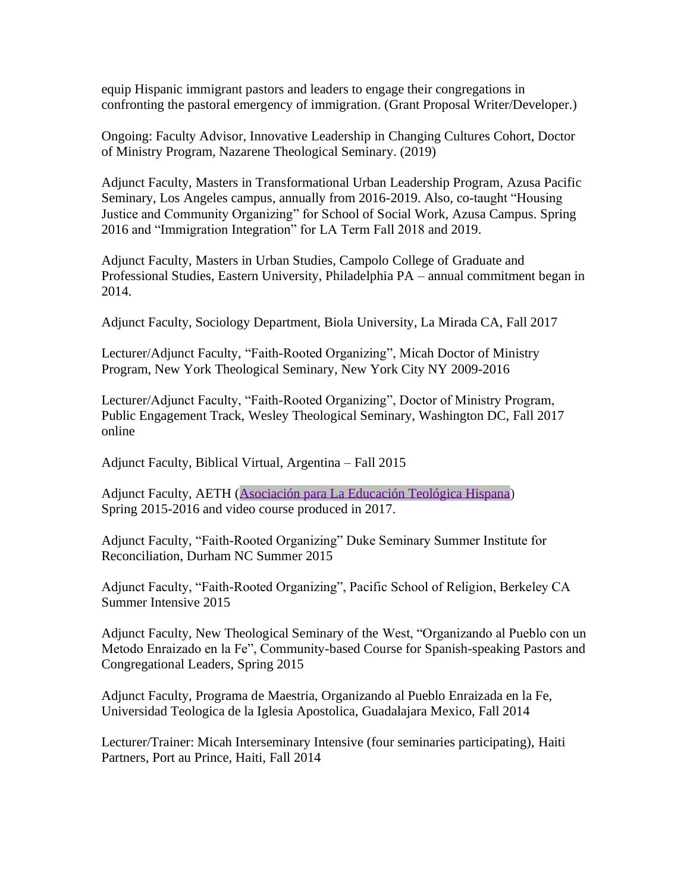equip Hispanic immigrant pastors and leaders to engage their congregations in confronting the pastoral emergency of immigration. (Grant Proposal Writer/Developer.)

Ongoing: Faculty Advisor, Innovative Leadership in Changing Cultures Cohort, Doctor of Ministry Program, Nazarene Theological Seminary. (2019)

Adjunct Faculty, Masters in Transformational Urban Leadership Program, Azusa Pacific Seminary, Los Angeles campus, annually from 2016-2019. Also, co-taught "Housing Justice and Community Organizing" for School of Social Work, Azusa Campus. Spring 2016 and "Immigration Integration" for LA Term Fall 2018 and 2019.

Adjunct Faculty, Masters in Urban Studies, Campolo College of Graduate and Professional Studies, Eastern University, Philadelphia PA – annual commitment began in 2014.

Adjunct Faculty, Sociology Department, Biola University, La Mirada CA, Fall 2017

Lecturer/Adjunct Faculty, "Faith-Rooted Organizing", Micah Doctor of Ministry Program, New York Theological Seminary, New York City NY 2009-2016

Lecturer/Adjunct Faculty, "Faith-Rooted Organizing", Doctor of Ministry Program, Public Engagement Track, Wesley Theological Seminary, Washington DC, Fall 2017 online

Adjunct Faculty, Biblical Virtual, Argentina – Fall 2015

Adjunct Faculty, AETH (Asociación para La Educación Teológica Hispana) Spring 2015-2016 and video course produced in 2017.

Adjunct Faculty, "Faith-Rooted Organizing" Duke Seminary Summer Institute for Reconciliation, Durham NC Summer 2015

Adjunct Faculty, "Faith-Rooted Organizing", Pacific School of Religion, Berkeley CA Summer Intensive 2015

Adjunct Faculty, New Theological Seminary of the West, "Organizando al Pueblo con un Metodo Enraizado en la Fe", Community-based Course for Spanish-speaking Pastors and Congregational Leaders, Spring 2015

Adjunct Faculty, Programa de Maestria, Organizando al Pueblo Enraizada en la Fe, Universidad Teologica de la Iglesia Apostolica, Guadalajara Mexico, Fall 2014

Lecturer/Trainer: Micah Interseminary Intensive (four seminaries participating), Haiti Partners, Port au Prince, Haiti, Fall 2014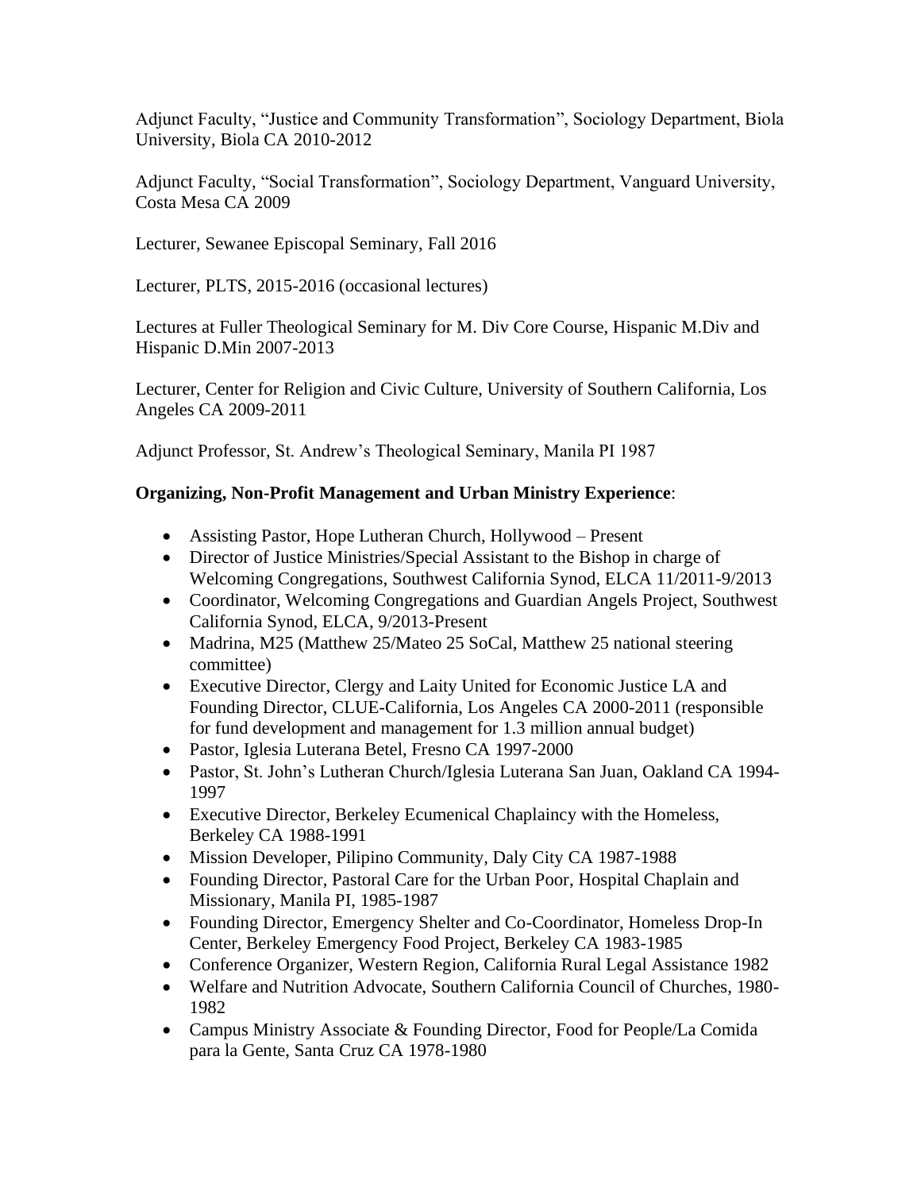Adjunct Faculty, "Justice and Community Transformation", Sociology Department, Biola University, Biola CA 2010-2012

Adjunct Faculty, "Social Transformation", Sociology Department, Vanguard University, Costa Mesa CA 2009

Lecturer, Sewanee Episcopal Seminary, Fall 2016

Lecturer, PLTS, 2015-2016 (occasional lectures)

Lectures at Fuller Theological Seminary for M. Div Core Course, Hispanic M.Div and Hispanic D.Min 2007-2013

Lecturer, Center for Religion and Civic Culture, University of Southern California, Los Angeles CA 2009-2011

Adjunct Professor, St. Andrew's Theological Seminary, Manila PI 1987

**Organizing, Non-Profit Management and Urban Ministry Experience**:

- Assisting Pastor, Hope Lutheran Church, Hollywood – Present
- Director of Justice Ministries/Special Assistant to the Bishop in charge of Welcoming Congregations, Southwest California Synod, ELCA 11/2011-9/2013
- Coordinator, Welcoming Congregations and Guardian Angels Project, Southwest California Synod, ELCA, 9/2013-Present
- Madrina, M25 (Matthew 25/Mateo 25 SoCal, Matthew 25 national steering committee)
- Executive Director, Clergy and Laity United for Economic Justice LA and Founding Director, CLUE-California, Los Angeles CA 2000-2011 (responsible for fund development and management for 1.3 million annual budget)
- Pastor, Iglesia Luterana Betel, Fresno CA 1997-2000
- Pastor, St. John's Lutheran Church/Iglesia Luterana San Juan, Oakland CA 1994-1997
- Executive Director, Berkeley Ecumenical Chaplaincy with the Homeless, Berkeley CA 1988-1991
- Mission Developer, Pilipino Community, Daly City CA 1987-1988
- Founding Director, Pastoral Care for the Urban Poor, Hospital Chaplain and Missionary, Manila PI, 1985-1987
- Founding Director, Emergency Shelter and Co-Coordinator, Homeless Drop-In Center, Berkeley Emergency Food Project, Berkeley CA 1983-1985
- Conference Organizer, Western Region, California Rural Legal Assistance 1982
- Welfare and Nutrition Advocate, Southern California Council of Churches, 1980-1982
- Campus Ministry Associate & Founding Director, Food for People/La Comida para la Gente, Santa Cruz CA 1978-1980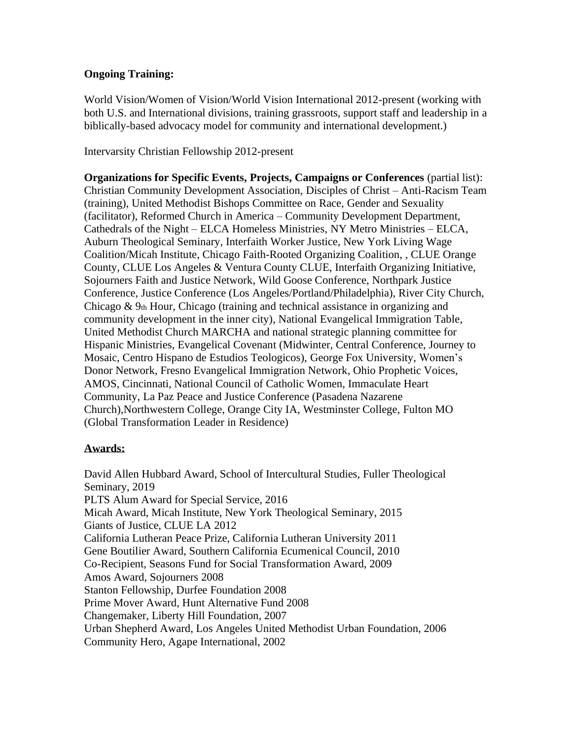**Ongoing Training:**

World Vision/Women of Vision/World Vision International 2012-present (working with both U.S. and International divisions, training grassroots, support staff and leadership in a biblically-based advocacy model for community and international development.)

Intervarsity Christian Fellowship 2012-present

**Organizations for Specific Events, Projects, Campaigns or Conferences** (partial list): Christian Community Development Association, Disciples of Christ – Anti-Racism Team (training), United Methodist Bishops Committee on Race, Gender and Sexuality (facilitator), Reformed Church in America – Community Development Department, Cathedrals of the Night – ELCA Homeless Ministries, NY Metro Ministries – ELCA, Auburn Theological Seminary, Interfaith Worker Justice, New York Living Wage Coalition/Micah Institute, Chicago Faith-Rooted Organizing Coalition, , CLUE Orange County, CLUE Los Angeles & Ventura County CLUE, Interfaith Organizing Initiative, Sojourners Faith and Justice Network, Wild Goose Conference, Northpark Justice Conference, Justice Conference (Los Angeles/Portland/Philadelphia), River City Church, Chicago & 9th Hour, Chicago (training and technical assistance in organizing and community development in the inner city), National Evangelical Immigration Table, United Methodist Church MARCHA and national strategic planning committee for Hispanic Ministries, Evangelical Covenant (Midwinter, Central Conference, Journey to Mosaic, Centro Hispano de Estudios Teologicos), George Fox University, Women's Donor Network, Fresno Evangelical Immigration Network, Ohio Prophetic Voices, AMOS, Cincinnati, National Council of Catholic Women, Immaculate Heart Community, La Paz Peace and Justice Conference (Pasadena Nazarene Church),Northwestern College, Orange City IA, Westminster College, Fulton MO (Global Transformation Leader in Residence)

**Awards:**

David Allen Hubbard Award, School of Intercultural Studies, Fuller Theological Seminary, 2019
PLTS Alum Award for Special Service, 2016
Micah Award, Micah Institute, New York Theological Seminary, 2015
Giants of Justice, CLUE LA 2012
California Lutheran Peace Prize, California Lutheran University 2011
Gene Boutilier Award, Southern California Ecumenical Council, 2010
Co-Recipient, Seasons Fund for Social Transformation Award, 2009
Amos Award, Sojourners 2008
Stanton Fellowship, Durfee Foundation 2008
Prime Mover Award, Hunt Alternative Fund 2008
Changemaker, Liberty Hill Foundation, 2007
Urban Shepherd Award, Los Angeles United Methodist Urban Foundation, 2006
Community Hero, Agape International, 2002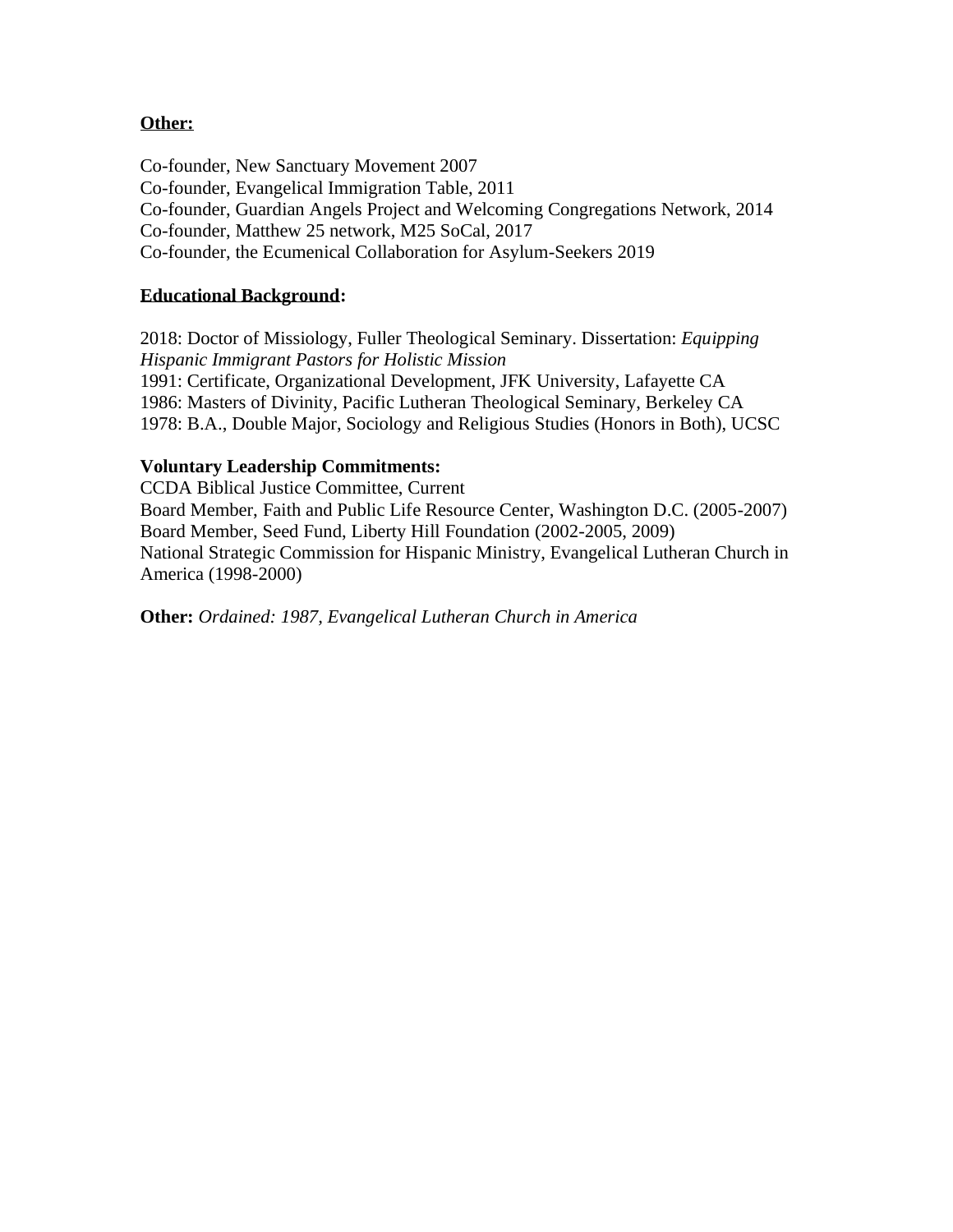**<u>Other:</u>**

Co-founder, New Sanctuary Movement 2007
Co-founder, Evangelical Immigration Table, 2011
Co-founder, Guardian Angels Project and Welcoming Congregations Network, 2014
Co-founder, Matthew 25 network, M25 SoCal, 2017
Co-founder, the Ecumenical Collaboration for Asylum-Seekers 2019

**<u>Educational Background</u>:**

2018: Doctor of Missiology, Fuller Theological Seminary. Dissertation: *Equipping Hispanic Immigrant Pastors for Holistic Mission*
1991: Certificate, Organizational Development, JFK University, Lafayette CA
1986: Masters of Divinity, Pacific Lutheran Theological Seminary, Berkeley CA
1978: B.A., Double Major, Sociology and Religious Studies (Honors in Both), UCSC

**Voluntary Leadership Commitments:**
CCDA Biblical Justice Committee, Current
Board Member, Faith and Public Life Resource Center, Washington D.C. (2005-2007)
Board Member, Seed Fund, Liberty Hill Foundation (2002-2005, 2009)
National Strategic Commission for Hispanic Ministry, Evangelical Lutheran Church in America (1998-2000)

**Other:** *Ordained: 1987, Evangelical Lutheran Church in America*